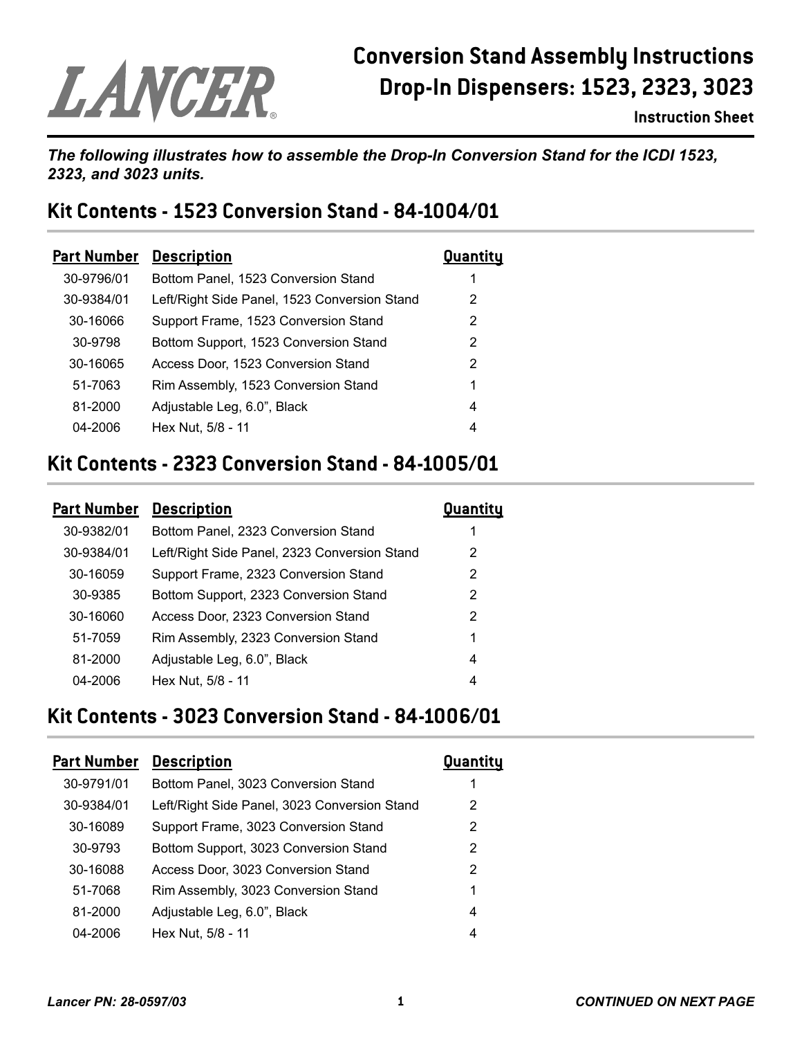LANCER

# Conversion Stand Assembly Instructions
# Drop-In Dispensers: 1523, 2323, 3023

**Instruction Sheet**

***The following illustrates how to assemble the Drop-In Conversion Stand for the ICDI 1523, 2323, and 3023 units.***

## Kit Contents - 1523 Conversion Stand - 84-1004/01

| Part Number | Description | Quantity |
|---|---|---|
| 30-9796/01 | Bottom Panel, 1523 Conversion Stand | 1 |
| 30-9384/01 | Left/Right Side Panel, 1523 Conversion Stand | 2 |
| 30-16066 | Support Frame, 1523 Conversion Stand | 2 |
| 30-9798 | Bottom Support, 1523 Conversion Stand | 2 |
| 30-16065 | Access Door, 1523 Conversion Stand | 2 |
| 51-7063 | Rim Assembly, 1523 Conversion Stand | 1 |
| 81-2000 | Adjustable Leg, 6.0", Black | 4 |
| 04-2006 | Hex Nut, 5/8 - 11 | 4 |

## Kit Contents - 2323 Conversion Stand - 84-1005/01

| Part Number | Description | Quantity |
|---|---|---|
| 30-9382/01 | Bottom Panel, 2323 Conversion Stand | 1 |
| 30-9384/01 | Left/Right Side Panel, 2323 Conversion Stand | 2 |
| 30-16059 | Support Frame, 2323 Conversion Stand | 2 |
| 30-9385 | Bottom Support, 2323 Conversion Stand | 2 |
| 30-16060 | Access Door, 2323 Conversion Stand | 2 |
| 51-7059 | Rim Assembly, 2323 Conversion Stand | 1 |
| 81-2000 | Adjustable Leg, 6.0", Black | 4 |
| 04-2006 | Hex Nut, 5/8 - 11 | 4 |

## Kit Contents - 3023 Conversion Stand - 84-1006/01

| Part Number | Description | Quantity |
|---|---|---|
| 30-9791/01 | Bottom Panel, 3023 Conversion Stand | 1 |
| 30-9384/01 | Left/Right Side Panel, 3023 Conversion Stand | 2 |
| 30-16089 | Support Frame, 3023 Conversion Stand | 2 |
| 30-9793 | Bottom Support, 3023 Conversion Stand | 2 |
| 30-16088 | Access Door, 3023 Conversion Stand | 2 |
| 51-7068 | Rim Assembly, 3023 Conversion Stand | 1 |
| 81-2000 | Adjustable Leg, 6.0", Black | 4 |
| 04-2006 | Hex Nut, 5/8 - 11 | 4 |

*Lancer PN: 28-0597/03*

***CONTINUED ON NEXT PAGE***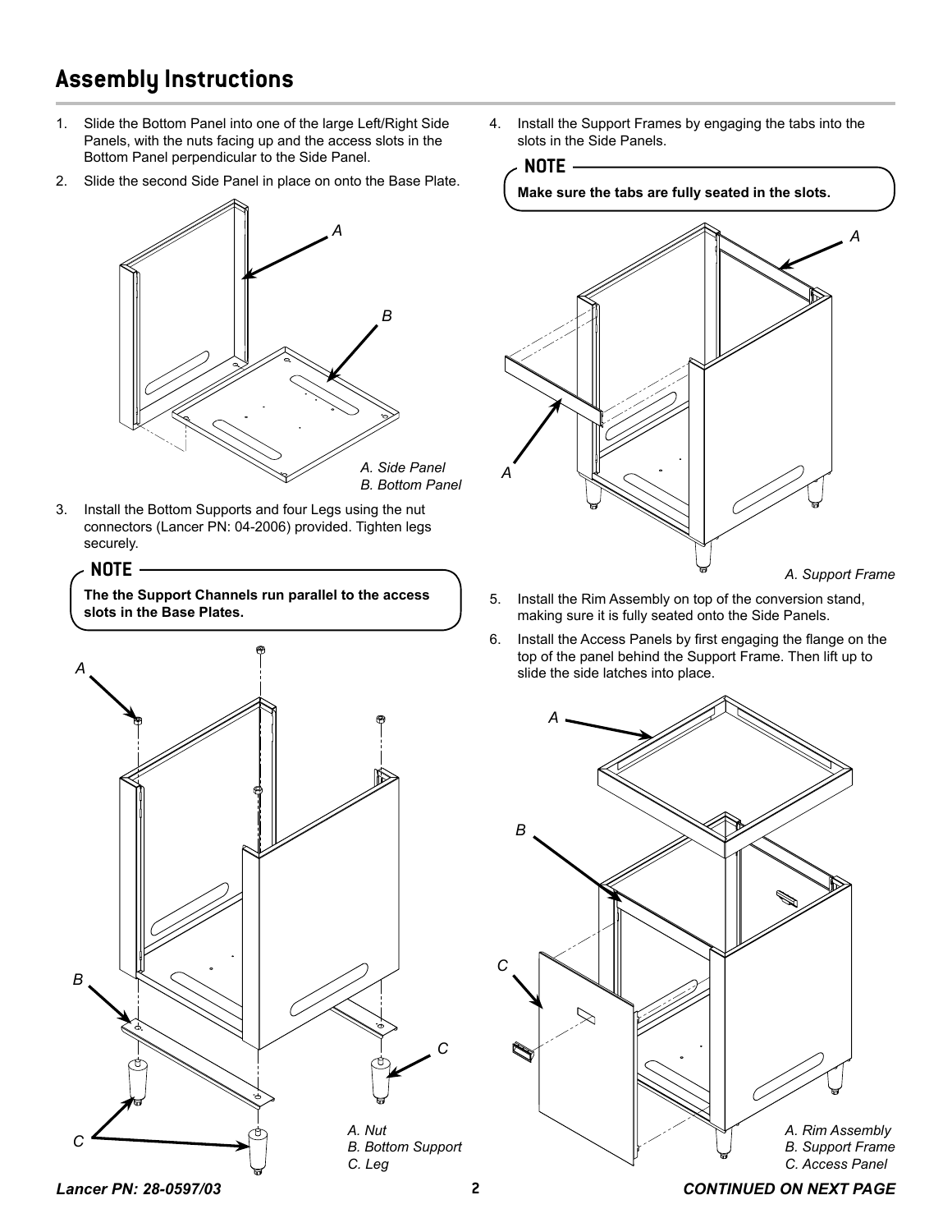# Assembly Instructions

1. Slide the Bottom Panel into one of the large Left/Right Side Panels, with the nuts facing up and the access slots in the Bottom Panel perpendicular to the Side Panel.
2. Slide the second Side Panel in place on onto the Base Plate.

*A. Side Panel*
*B. Bottom Panel*

3. Install the Bottom Supports and four Legs using the nut connectors (Lancer PN: 04-2006) provided. Tighten legs securely.

**NOTE**

**The the Support Channels run parallel to the access slots in the Base Plates.**

*A. Nut*
*B. Bottom Support*
*C. Leg*

4. Install the Support Frames by engaging the tabs into the slots in the Side Panels.

**NOTE**

**Make sure the tabs are fully seated in the slots.**

*A. Support Frame*

5. Install the Rim Assembly on top of the conversion stand, making sure it is fully seated onto the Side Panels.
6. Install the Access Panels by first engaging the flange on the top of the panel behind the Support Frame. Then lift up to slide the side latches into place.

*A. Rim Assembly*
*B. Support Frame*
*C. Access Panel*

*Lancer PN: 28-0597/03*

***CONTINUED ON NEXT PAGE***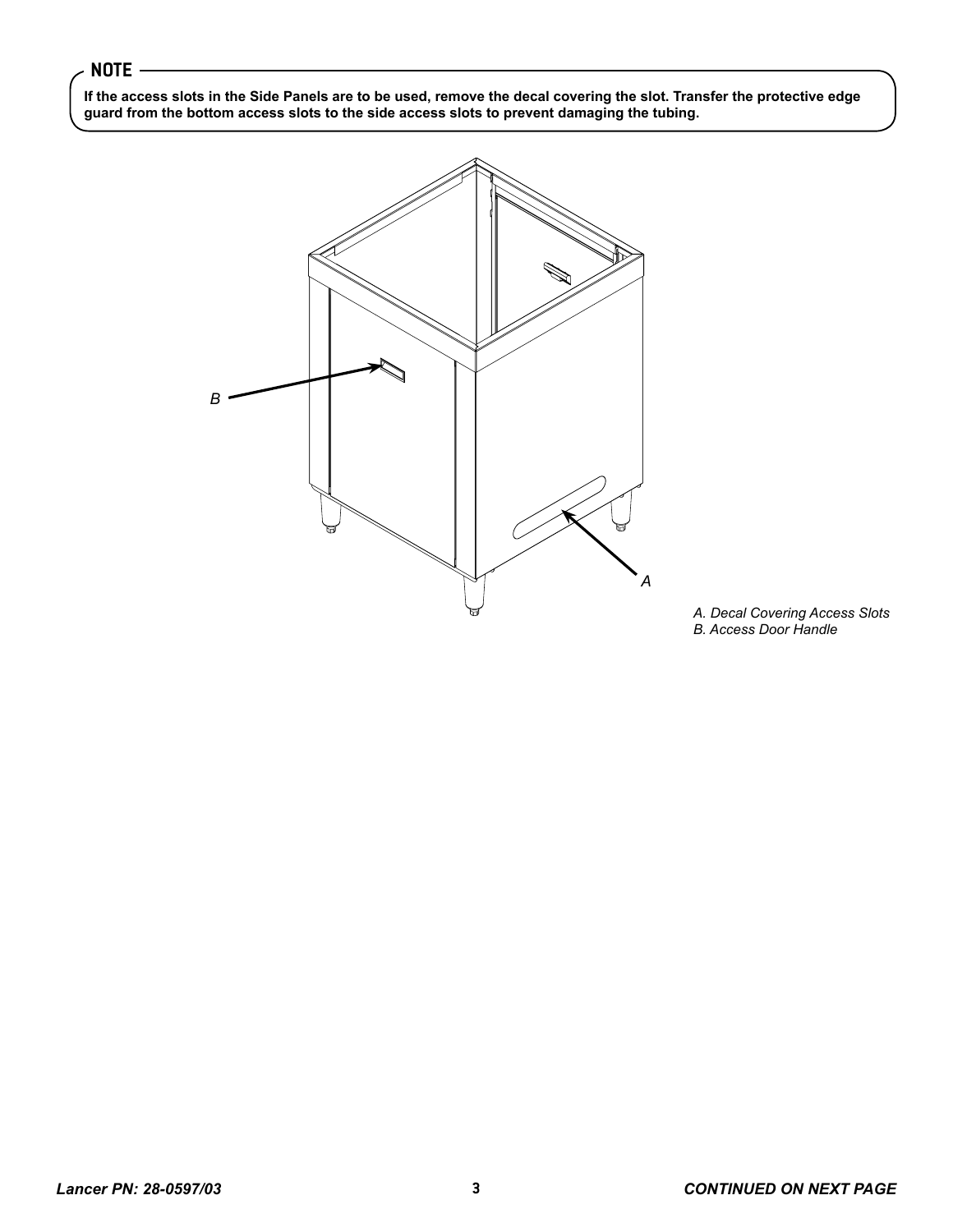**NOTE**

**If the access slots in the Side Panels are to be used, remove the decal covering the slot. Transfer the protective edge guard from the bottom access slots to the side access slots to prevent damaging the tubing.**

*A. Decal Covering Access Slots*
*B. Access Door Handle*

***CONTINUED ON NEXT PAGE***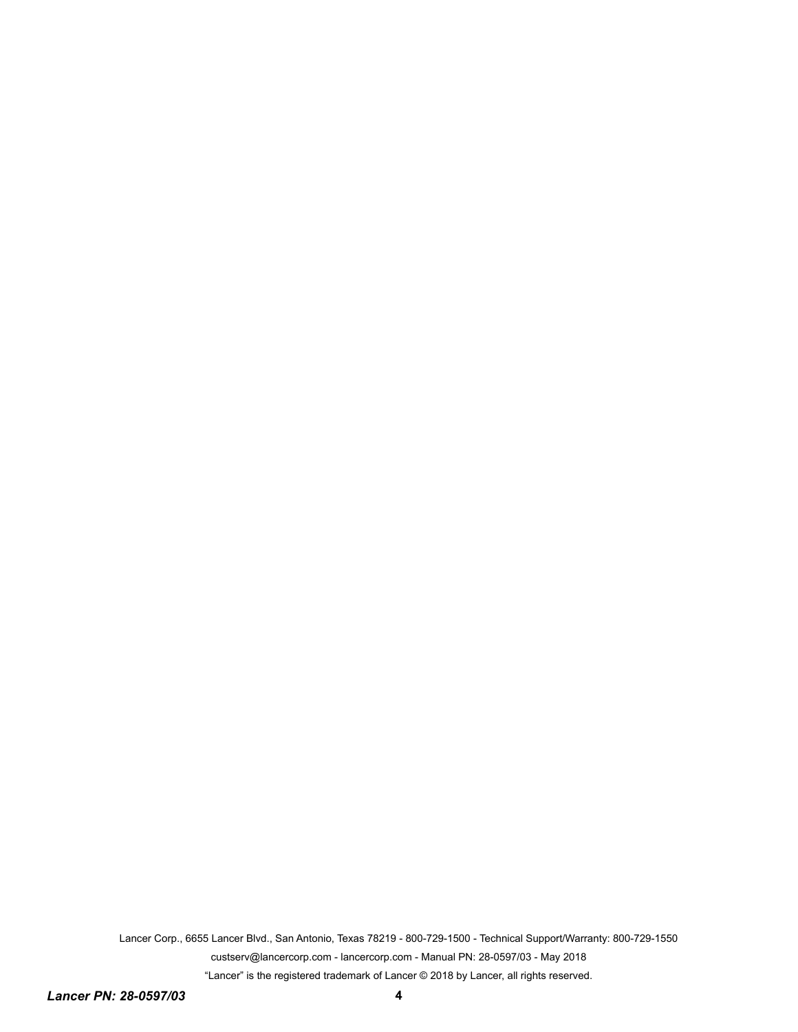Lancer Corp., 6655 Lancer Blvd., San Antonio, Texas 78219 - 800-729-1500 - Technical Support/Warranty: 800-729-1550

custserv@lancercorp.com - lancercorp.com - Manual PN: 28-0597/03 - May 2018

“Lancer” is the registered trademark of Lancer © 2018 by Lancer, all rights reserved.